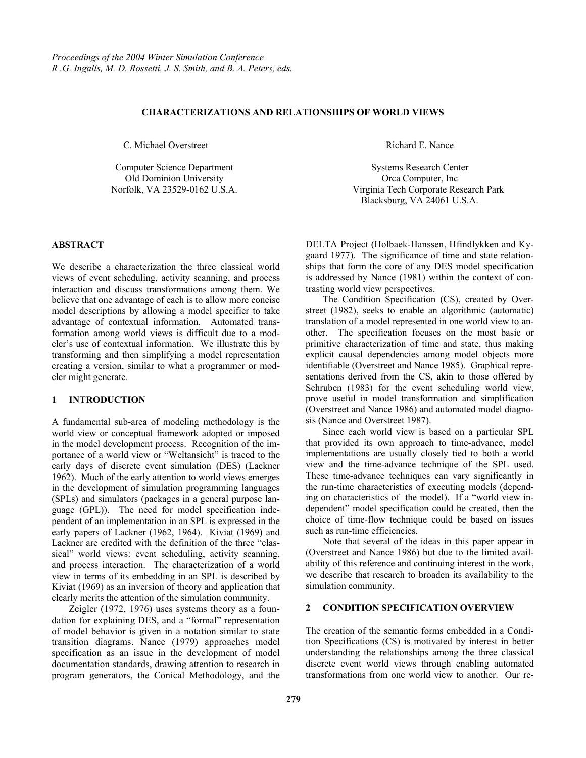*Proceedings of the 2004 Winter Simulation Conference*
*R .G. Ingalls, M. D. Rossetti, J. S. Smith, and B. A. Peters, eds.*

# CHARACTERIZATIONS AND RELATIONSHIPS OF WORLD VIEWS

C. Michael Overstreet

Computer Science Department
Old Dominion University
Norfolk, VA 23529-0162 U.S.A.

Richard E. Nance

Systems Research Center
Orca Computer, Inc
Virginia Tech Corporate Research Park
Blacksburg, VA 24061 U.S.A.

## ABSTRACT

We describe a characterization the three classical world views of event scheduling, activity scanning, and process interaction and discuss transformations among them. We believe that one advantage of each is to allow more concise model descriptions by allowing a model specifier to take advantage of contextual information. Automated transformation among world views is difficult due to a modeler's use of contextual information. We illustrate this by transforming and then simplifying a model representation creating a version, similar to what a programmer or modeler might generate.

## 1 INTRODUCTION

A fundamental sub-area of modeling methodology is the world view or conceptual framework adopted or imposed in the model development process. Recognition of the importance of a world view or "Weltansicht" is traced to the early days of discrete event simulation (DES) (Lackner 1962). Much of the early attention to world views emerges in the development of simulation programming languages (SPLs) and simulators (packages in a general purpose language (GPL)). The need for model specification independent of an implementation in an SPL is expressed in the early papers of Lackner (1962, 1964). Kiviat (1969) and Lackner are credited with the definition of the three "classical" world views: event scheduling, activity scanning, and process interaction. The characterization of a world view in terms of its embedding in an SPL is described by Kiviat (1969) as an inversion of theory and application that clearly merits the attention of the simulation community.

Zeigler (1972, 1976) uses systems theory as a foundation for explaining DES, and a "formal" representation of model behavior is given in a notation similar to state transition diagrams. Nance (1979) approaches model specification as an issue in the development of model documentation standards, drawing attention to research in program generators, the Conical Methodology, and the DELTA Project (Holbaek-Hanssen, Hfindlykken and Kygaard 1977). The significance of time and state relationships that form the core of any DES model specification is addressed by Nance (1981) within the context of contrasting world view perspectives.

The Condition Specification (CS), created by Overstreet (1982), seeks to enable an algorithmic (automatic) translation of a model represented in one world view to another. The specification focuses on the most basic or primitive characterization of time and state, thus making explicit causal dependencies among model objects more identifiable (Overstreet and Nance 1985). Graphical representations derived from the CS, akin to those offered by Schruben (1983) for the event scheduling world view, prove useful in model transformation and simplification (Overstreet and Nance 1986) and automated model diagnosis (Nance and Overstreet 1987).

Since each world view is based on a particular SPL that provided its own approach to time-advance, model implementations are usually closely tied to both a world view and the time-advance technique of the SPL used. These time-advance techniques can vary significantly in the run-time characteristics of executing models (depending on characteristics of the model). If a "world view independent" model specification could be created, then the choice of time-flow technique could be based on issues such as run-time efficiencies.

Note that several of the ideas in this paper appear in (Overstreet and Nance 1986) but due to the limited availability of this reference and continuing interest in the work, we describe that research to broaden its availability to the simulation community.

## 2 CONDITION SPECIFICATION OVERVIEW

The creation of the semantic forms embedded in a Condition Specifications (CS) is motivated by interest in better understanding the relationships among the three classical discrete event world views through enabling automated transformations from one world view to another. Our re-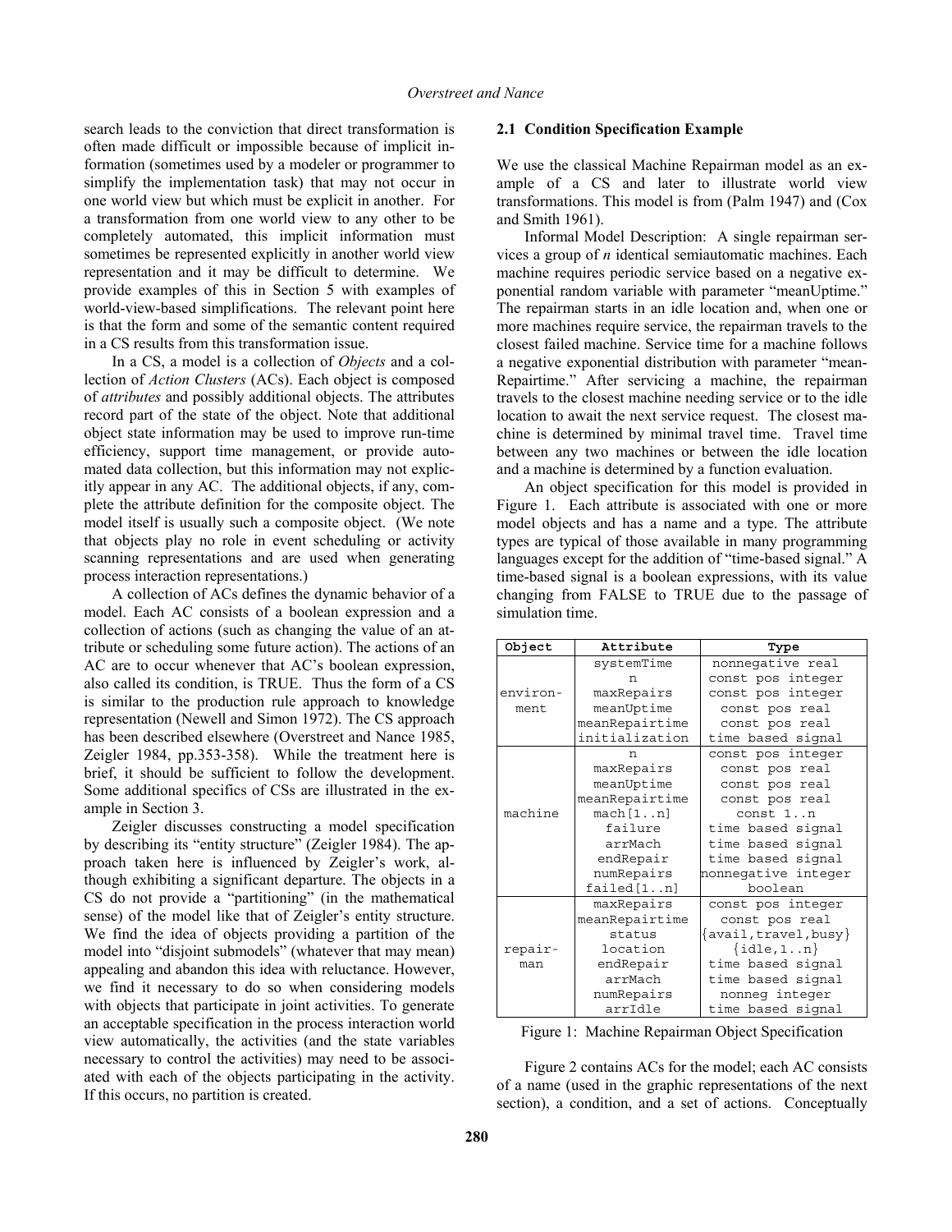search leads to the conviction that direct transformation is often made difficult or impossible because of implicit information (sometimes used by a modeler or programmer to simplify the implementation task) that may not occur in one world view but which must be explicit in another. For a transformation from one world view to any other to be completely automated, this implicit information must sometimes be represented explicitly in another world view representation and it may be difficult to determine. We provide examples of this in Section 5 with examples of world-view-based simplifications. The relevant point here is that the form and some of the semantic content required in a CS results from this transformation issue.

In a CS, a model is a collection of *Objects* and a collection of *Action Clusters* (ACs). Each object is composed of *attributes* and possibly additional objects. The attributes record part of the state of the object. Note that additional object state information may be used to improve run-time efficiency, support time management, or provide automated data collection, but this information may not explicitly appear in any AC. The additional objects, if any, complete the attribute definition for the composite object. The model itself is usually such a composite object. (We note that objects play no role in event scheduling or activity scanning representations and are used when generating process interaction representations.)

A collection of ACs defines the dynamic behavior of a model. Each AC consists of a boolean expression and a collection of actions (such as changing the value of an attribute or scheduling some future action). The actions of an AC are to occur whenever that AC's boolean expression, also called its condition, is TRUE. Thus the form of a CS is similar to the production rule approach to knowledge representation (Newell and Simon 1972). The CS approach has been described elsewhere (Overstreet and Nance 1985, Zeigler 1984, pp.353-358). While the treatment here is brief, it should be sufficient to follow the development. Some additional specifics of CSs are illustrated in the example in Section 3.

Zeigler discusses constructing a model specification by describing its "entity structure" (Zeigler 1984). The approach taken here is influenced by Zeigler's work, although exhibiting a significant departure. The objects in a CS do not provide a "partitioning" (in the mathematical sense) of the model like that of Zeigler's entity structure. We find the idea of objects providing a partition of the model into "disjoint submodels" (whatever that may mean) appealing and abandon this idea with reluctance. However, we find it necessary to do so when considering models with objects that participate in joint activities. To generate an acceptable specification in the process interaction world view automatically, the activities (and the state variables necessary to control the activities) may need to be associated with each of the objects participating in the activity. If this occurs, no partition is created.

### 2.1 Condition Specification Example

We use the classical Machine Repairman model as an example of a CS and later to illustrate world view transformations. This model is from (Palm 1947) and (Cox and Smith 1961).

Informal Model Description: A single repairman services a group of *n* identical semiautomatic machines. Each machine requires periodic service based on a negative exponential random variable with parameter "meanUptime." The repairman starts in an idle location and, when one or more machines require service, the repairman travels to the closest failed machine. Service time for a machine follows a negative exponential distribution with parameter "meanRepairtime." After servicing a machine, the repairman travels to the closest machine needing service or to the idle location to await the next service request. The closest machine is determined by minimal travel time. Travel time between any two machines or between the idle location and a machine is determined by a function evaluation.

An object specification for this model is provided in Figure 1. Each attribute is associated with one or more model objects and has a name and a type. The attribute types are typical of those available in many programming languages except for the addition of "time-based signal." A time-based signal is a boolean expressions, with its value changing from FALSE to TRUE due to the passage of simulation time.

| Object | Attribute | Type |
|---|---|---|
| environment | systemTime | nonnegative real |
| | n | const pos integer |
| | maxRepairs | const pos integer |
| | meanUptime | const pos real |
| | meanRepairtime | const pos real |
| | initialization | time based signal |
| machine | n | const pos integer |
| | maxRepairs | const pos real |
| | meanUptime | const pos real |
| | meanRepairtime | const pos real |
| | mach[1..n] | const 1..n |
| | failure | time based signal |
| | arrMach | time based signal |
| | endRepair | time based signal |
| | numRepairs | nonnegative integer |
| | failed[1..n] | boolean |
| repairman | maxRepairs | const pos integer |
| | meanRepairtime | const pos real |
| | status | {avail,travel,busy} |
| | location | {idle,1..n} |
| | endRepair | time based signal |
| | arrMach | time based signal |
| | numRepairs | nonneg integer |
| | arrIdle | time based signal |

Figure 1: Machine Repairman Object Specification

Figure 2 contains ACs for the model; each AC consists of a name (used in the graphic representations of the next section), a condition, and a set of actions. Conceptually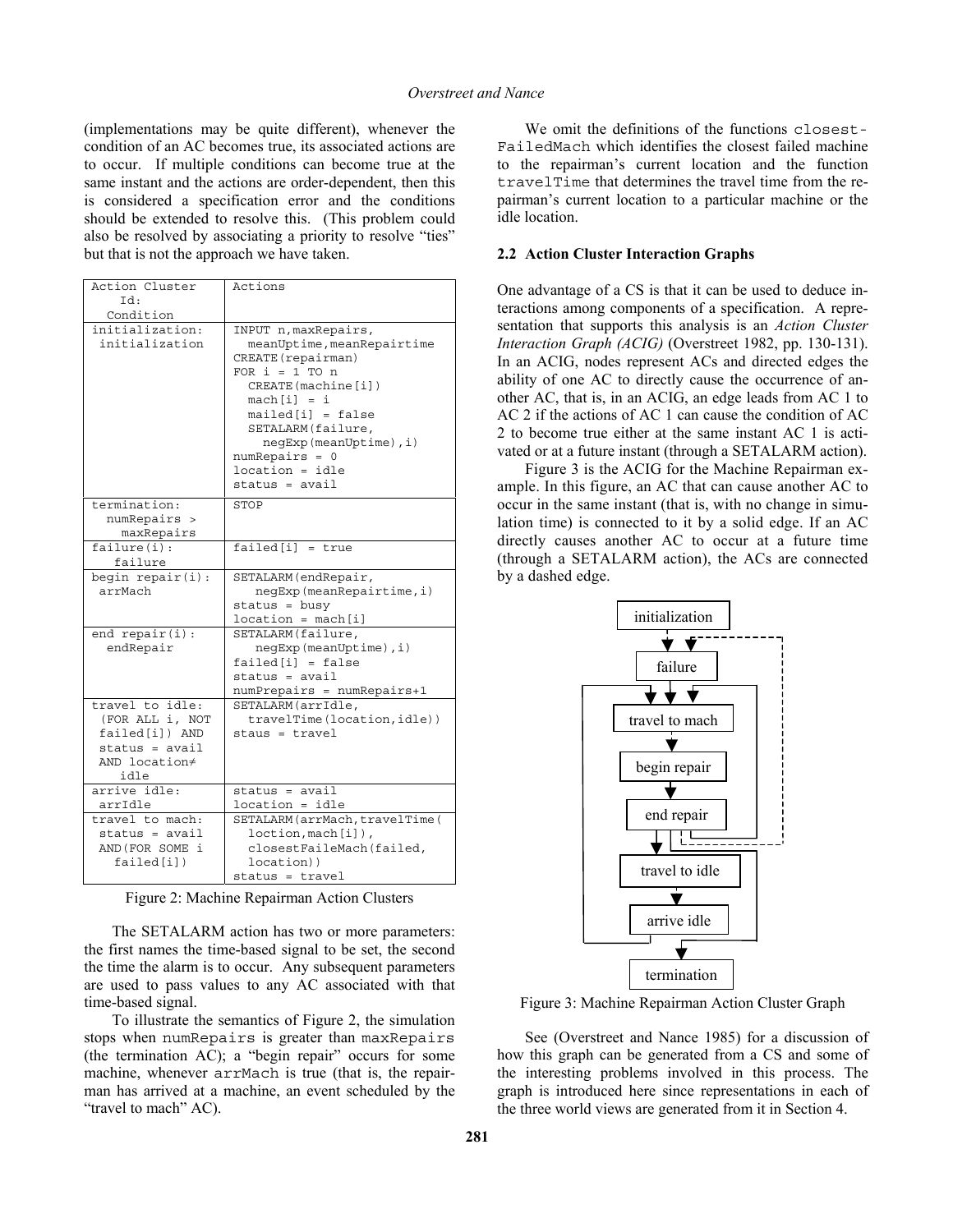(implementations may be quite different), whenever the condition of an AC becomes true, its associated actions are to occur. If multiple conditions can become true at the same instant and the actions are order-dependent, then this is considered a specification error and the conditions should be extended to resolve this. (This problem could also be resolved by associating a priority to resolve "ties" but that is not the approach we have taken.

| Action Cluster Id: Condition | Actions |
|---|---|
| initialization: initialization | `INPUT n,maxRepairs, meanUptime,meanRepairtime`<br>`CREATE(repairman)`<br>`FOR i = 1 TO n`<br>`CREATE(machine[i])`<br>`mach[i] = i`<br>`mailed[i] = false`<br>`SETALARM(failure, negExp(meanUptime),i)`<br>`numRepairs = 0`<br>`location = idle`<br>`status = avail` |
| termination: numRepairs > maxRepairs | `STOP` |
| failure(i): failure | `failed[i] = true` |
| begin repair(i): arrMach | `SETALARM(endRepair, negExp(meanRepairtime,i)`<br>`status = busy`<br>`location = mach[i]` |
| end repair(i): endRepair | `SETALARM(failure, negExp(meanUptime),i)`<br>`failed[i] = false`<br>`status = avail`<br>`numPrepairs = numRepairs+1` |
| travel to idle: (FOR ALL i, NOT failed[i]) AND status = avail AND location≠ idle | `SETALARM(arrIdle, travelTime(location,idle))`<br>`staus = travel` |
| arrive idle: arrIdle | `status = avail`<br>`location = idle` |
| travel to mach: status = avail AND(FOR SOME i failed[i]) | `SETALARM(arrMach,travelTime( loction,mach[i]), closestFaileMach(failed, location))`<br>`status = travel` |

Figure 2: Machine Repairman Action Clusters

The SETALARM action has two or more parameters: the first names the time-based signal to be set, the second the time the alarm is to occur. Any subsequent parameters are used to pass values to any AC associated with that time-based signal.

To illustrate the semantics of Figure 2, the simulation stops when `numRepairs` is greater than `maxRepairs` (the termination AC); a "begin repair" occurs for some machine, whenever `arrMach` is true (that is, the repairman has arrived at a machine, an event scheduled by the "travel to mach" AC).

We omit the definitions of the functions `closest-FailedMach` which identifies the closest failed machine to the repairman's current location and the function `travelTime` that determines the travel time from the repairman's current location to a particular machine or the idle location.

### 2.2 Action Cluster Interaction Graphs

One advantage of a CS is that it can be used to deduce interactions among components of a specification. A representation that supports this analysis is an *Action Cluster Interaction Graph (ACIG)* (Overstreet 1982, pp. 130-131). In an ACIG, nodes represent ACs and directed edges the ability of one AC to directly cause the occurrence of another AC, that is, in an ACIG, an edge leads from AC 1 to AC 2 if the actions of AC 1 can cause the condition of AC 2 to become true either at the same instant AC 1 is activated or at a future instant (through a SETALARM action).

Figure 3 is the ACIG for the Machine Repairman example. In this figure, an AC that can cause another AC to occur in the same instant (that is, with no change in simulation time) is connected to it by a solid edge. If an AC directly causes another AC to occur at a future time (through a SETALARM action), the ACs are connected by a dashed edge.

Figure 3: Machine Repairman Action Cluster Graph

See (Overstreet and Nance 1985) for a discussion of how this graph can be generated from a CS and some of the interesting problems involved in this process. The graph is introduced here since representations in each of the three world views are generated from it in Section 4.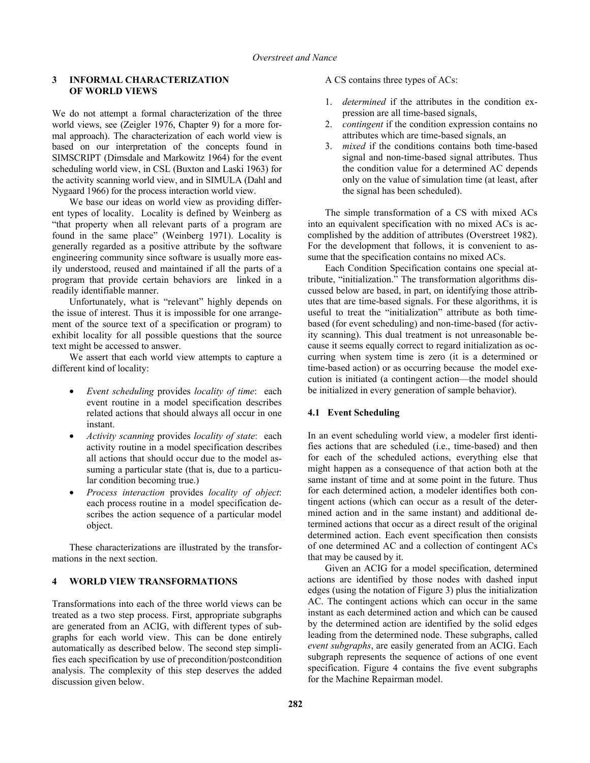## 3 INFORMAL CHARACTERIZATION OF WORLD VIEWS

We do not attempt a formal characterization of the three world views, see (Zeigler 1976, Chapter 9) for a more formal approach). The characterization of each world view is based on our interpretation of the concepts found in SIMSCRIPT (Dimsdale and Markowitz 1964) for the event scheduling world view, in CSL (Buxton and Laski 1963) for the activity scanning world view, and in SIMULA (Dahl and Nygaard 1966) for the process interaction world view.

We base our ideas on world view as providing different types of locality. Locality is defined by Weinberg as "that property when all relevant parts of a program are found in the same place" (Weinberg 1971). Locality is generally regarded as a positive attribute by the software engineering community since software is usually more easily understood, reused and maintained if all the parts of a program that provide certain behaviors are linked in a readily identifiable manner.

Unfortunately, what is "relevant" highly depends on the issue of interest. Thus it is impossible for one arrangement of the source text of a specification or program) to exhibit locality for all possible questions that the source text might be accessed to answer.

We assert that each world view attempts to capture a different kind of locality:

- *Event scheduling* provides *locality of time*: each event routine in a model specification describes related actions that should always all occur in one instant.
- *Activity scanning* provides *locality of state*: each activity routine in a model specification describes all actions that should occur due to the model assuming a particular state (that is, due to a particular condition becoming true.)
- *Process interaction* provides *locality of object*: each process routine in a model specification describes the action sequence of a particular model object.

These characterizations are illustrated by the transformations in the next section.

## 4 WORLD VIEW TRANSFORMATIONS

Transformations into each of the three world views can be treated as a two step process. First, appropriate subgraphs are generated from an ACIG, with different types of subgraphs for each world view. This can be done entirely automatically as described below. The second step simplifies each specification by use of precondition/postcondition analysis. The complexity of this step deserves the added discussion given below.

A CS contains three types of ACs:

1. *determined* if the attributes in the condition expression are all time-based signals,
2. *contingent* if the condition expression contains no attributes which are time-based signals, an
3. *mixed* if the conditions contains both time-based signal and non-time-based signal attributes. Thus the condition value for a determined AC depends only on the value of simulation time (at least, after the signal has been scheduled).

The simple transformation of a CS with mixed ACs into an equivalent specification with no mixed ACs is accomplished by the addition of attributes (Overstreet 1982). For the development that follows, it is convenient to assume that the specification contains no mixed ACs.

Each Condition Specification contains one special attribute, "initialization." The transformation algorithms discussed below are based, in part, on identifying those attributes that are time-based signals. For these algorithms, it is useful to treat the "initialization" attribute as both time-based (for event scheduling) and non-time-based (for activity scanning). This dual treatment is not unreasonable because it seems equally correct to regard initialization as occurring when system time is zero (it is a determined or time-based action) or as occurring because the model execution is initiated (a contingent action—the model should be initialized in every generation of sample behavior).

### 4.1 Event Scheduling

In an event scheduling world view, a modeler first identifies actions that are scheduled (i.e., time-based) and then for each of the scheduled actions, everything else that might happen as a consequence of that action both at the same instant of time and at some point in the future. Thus for each determined action, a modeler identifies both contingent actions (which can occur as a result of the determined action and in the same instant) and additional determined actions that occur as a direct result of the original determined action. Each event specification then consists of one determined AC and a collection of contingent ACs that may be caused by it.

Given an ACIG for a model specification, determined actions are identified by those nodes with dashed input edges (using the notation of Figure 3) plus the initialization AC. The contingent actions which can occur in the same instant as each determined action and which can be caused by the determined action are identified by the solid edges leading from the determined node. These subgraphs, called *event subgraphs*, are easily generated from an ACIG. Each subgraph represents the sequence of actions of one event specification. Figure 4 contains the five event subgraphs for the Machine Repairman model.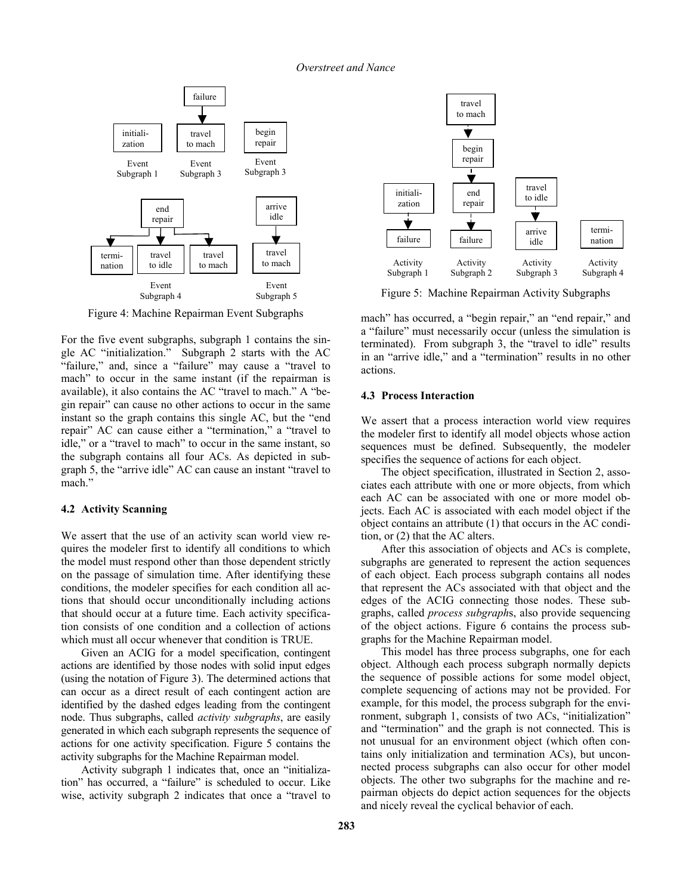Figure 4: Machine Repairman Event Subgraphs

For the five event subgraphs, subgraph 1 contains the single AC "initialization." Subgraph 2 starts with the AC "failure," and, since a "failure" may cause a "travel to mach" to occur in the same instant (if the repairman is available), it also contains the AC "travel to mach." A "begin repair" can cause no other actions to occur in the same instant so the graph contains this single AC, but the "end repair" AC can cause either a "termination," a "travel to idle," or a "travel to mach" to occur in the same instant, so the subgraph contains all four ACs. As depicted in subgraph 5, the "arrive idle" AC can cause an instant "travel to mach."

### 4.2 Activity Scanning

We assert that the use of an activity scan world view requires the modeler first to identify all conditions to which the model must respond other than those dependent strictly on the passage of simulation time. After identifying these conditions, the modeler specifies for each condition all actions that should occur unconditionally including actions that should occur at a future time. Each activity specification consists of one condition and a collection of actions which must all occur whenever that condition is TRUE.

Given an ACIG for a model specification, contingent actions are identified by those nodes with solid input edges (using the notation of Figure 3). The determined actions that can occur as a direct result of each contingent action are identified by the dashed edges leading from the contingent node. Thus subgraphs, called *activity subgraphs*, are easily generated in which each subgraph represents the sequence of actions for one activity specification. Figure 5 contains the activity subgraphs for the Machine Repairman model.

Activity subgraph 1 indicates that, once an "initialization" has occurred, a "failure" is scheduled to occur. Like wise, activity subgraph 2 indicates that once a "travel to mach" has occurred, a "begin repair," an "end repair," and a "failure" must necessarily occur (unless the simulation is terminated). From subgraph 3, the "travel to idle" results in an "arrive idle," and a "termination" results in no other actions.

Figure 5: Machine Repairman Activity Subgraphs

### 4.3 Process Interaction

We assert that a process interaction world view requires the modeler first to identify all model objects whose action sequences must be defined. Subsequently, the modeler specifies the sequence of actions for each object.

The object specification, illustrated in Section 2, associates each attribute with one or more objects, from which each AC can be associated with one or more model objects. Each AC is associated with each model object if the object contains an attribute (1) that occurs in the AC condition, or (2) that the AC alters.

After this association of objects and ACs is complete, subgraphs are generated to represent the action sequences of each object. Each process subgraph contains all nodes that represent the ACs associated with that object and the edges of the ACIG connecting those nodes. These subgraphs, called *process subgraphs*, also provide sequencing of the object actions. Figure 6 contains the process subgraphs for the Machine Repairman model.

This model has three process subgraphs, one for each object. Although each process subgraph normally depicts the sequence of possible actions for some model object, complete sequencing of actions may not be provided. For example, for this model, the process subgraph for the environment, subgraph 1, consists of two ACs, "initialization" and "termination" and the graph is not connected. This is not unusual for an environment object (which often contains only initialization and termination ACs), but unconnected process subgraphs can also occur for other model objects. The other two subgraphs for the machine and repairman objects do depict action sequences for the objects and nicely reveal the cyclical behavior of each.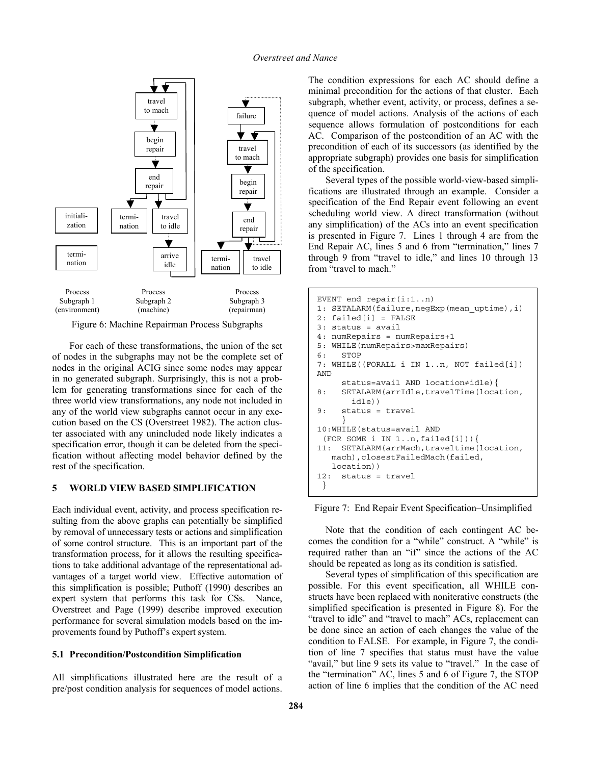Figure 6: Machine Repairman Process Subgraphs

For each of these transformations, the union of the set of nodes in the subgraphs may not be the complete set of nodes in the original ACIG since some nodes may appear in no generated subgraph. Surprisingly, this is not a problem for generating transformations since for each of the three world view transformations, any node not included in any of the world view subgraphs cannot occur in any execution based on the CS (Overstreet 1982). The action cluster associated with any unincluded node likely indicates a specification error, though it can be deleted from the specification without affecting model behavior defined by the rest of the specification.

## 5 WORLD VIEW BASED SIMPLIFICATION

Each individual event, activity, and process specification resulting from the above graphs can potentially be simplified by removal of unnecessary tests or actions and simplification of some control structure. This is an important part of the transformation process, for it allows the resulting specifications to take additional advantage of the representational advantages of a target world view. Effective automation of this simplification is possible; Puthoff (1990) describes an expert system that performs this task for CSs. Nance, Overstreet and Page (1999) describe improved execution performance for several simulation models based on the improvements found by Puthoff's expert system.

### 5.1 Precondition/Postcondition Simplification

All simplifications illustrated here are the result of a pre/post condition analysis for sequences of model actions. The condition expressions for each AC should define a minimal precondition for the actions of that cluster. Each subgraph, whether event, activity, or process, defines a sequence of model actions. Analysis of the actions of each sequence allows formulation of postconditions for each AC. Comparison of the postcondition of an AC with the precondition of each of its successors (as identified by the appropriate subgraph) provides one basis for simplification of the specification.

Several types of the possible world-view-based simplifications are illustrated through an example. Consider a specification of the End Repair event following an event scheduling world view. A direct transformation (without any simplification) of the ACs into an event specification is presented in Figure 7. Lines 1 through 4 are from the End Repair AC, lines 5 and 6 from "termination," lines 7 through 9 from "travel to idle," and lines 10 through 13 from "travel to mach."

```
EVENT end repair(i:1..n)
1: SETALARM(failure,negExp(mean_uptime),i)
2: failed[i] = FALSE
3: status = avail
4: numRepairs = numRepairs+1
5: WHILE(numRepairs>maxRepairs)
6:   STOP
7: WHILE((FORALL i IN 1..n, NOT failed[i])
AND
     status=avail AND location≠idle){
8:   SETALARM(arrIdle,travelTime(location,
       idle))
9:   status = travel
     }
10:WHILE(status=avail AND
 (FOR SOME i IN 1..n,failed[i])){
11:  SETALARM(arrMach,traveltime(location,
   mach),closestFailedMach(failed,
   location))
12:  status = travel
 }
```

Figure 7: End Repair Event Specification–Unsimplified

Note that the condition of each contingent AC becomes the condition for a "while" construct. A "while" is required rather than an "if" since the actions of the AC should be repeated as long as its condition is satisfied.

Several types of simplification of this specification are possible. For this event specification, all WHILE constructs have been replaced with noniterative constructs (the simplified specification is presented in Figure 8). For the "travel to idle" and "travel to mach" ACs, replacement can be done since an action of each changes the value of the condition to FALSE. For example, in Figure 7, the condition of line 7 specifies that status must have the value "avail," but line 9 sets its value to "travel." In the case of the "termination" AC, lines 5 and 6 of Figure 7, the STOP action of line 6 implies that the condition of the AC need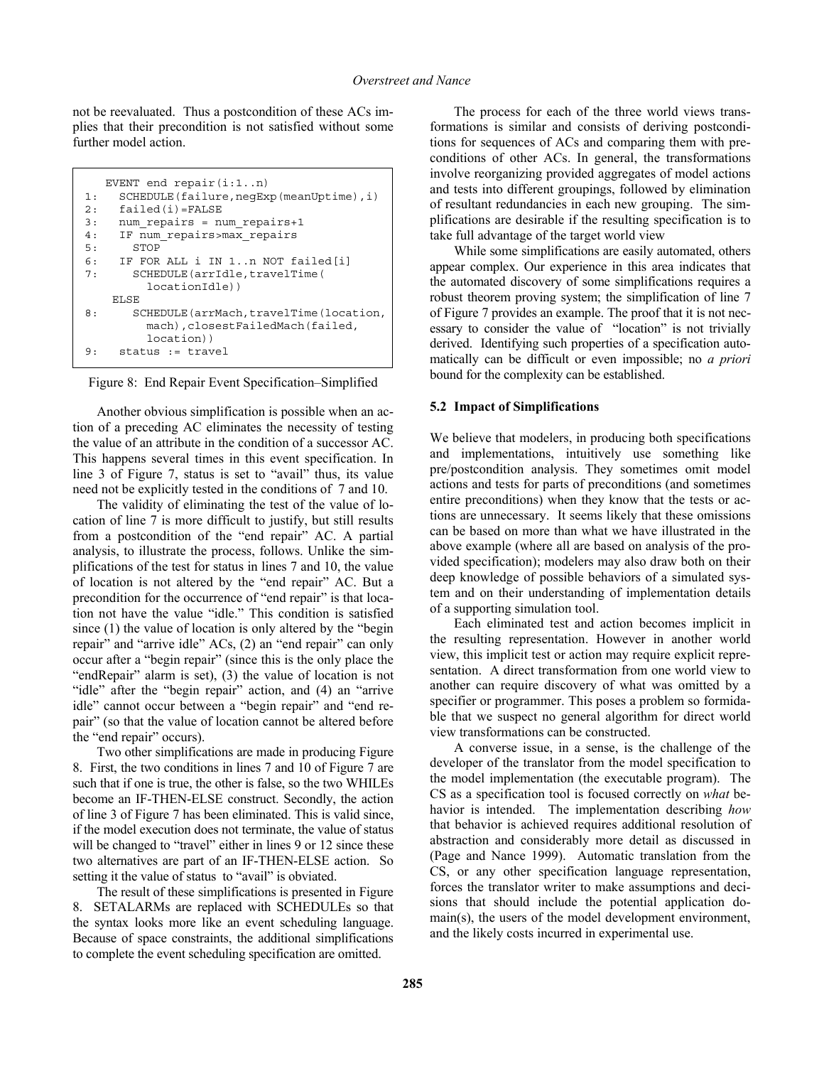not be reevaluated. Thus a postcondition of these ACs implies that their precondition is not satisfied without some further model action.

```
    EVENT end repair(i:1..n)
 1:   SCHEDULE(failure,negExp(meanUptime),i)
 2:   failed(i)=FALSE
 3:   num_repairs = num_repairs+1
 4:   IF num_repairs>max_repairs
 5:     STOP
 6:   IF FOR ALL i IN 1..n NOT failed[i]
 7:     SCHEDULE(arrIdle,travelTime(
          locationIdle))
     ELSE
 8:     SCHEDULE(arrMach,travelTime(location,
          mach),closestFailedMach(failed,
          location))
 9:   status := travel
```

Figure 8: End Repair Event Specification–Simplified

Another obvious simplification is possible when an action of a preceding AC eliminates the necessity of testing the value of an attribute in the condition of a successor AC. This happens several times in this event specification. In line 3 of Figure 7, status is set to "avail" thus, its value need not be explicitly tested in the conditions of 7 and 10.

The validity of eliminating the test of the value of location of line 7 is more difficult to justify, but still results from a postcondition of the "end repair" AC. A partial analysis, to illustrate the process, follows. Unlike the simplifications of the test for status in lines 7 and 10, the value of location is not altered by the "end repair" AC. But a precondition for the occurrence of "end repair" is that location not have the value "idle." This condition is satisfied since (1) the value of location is only altered by the "begin repair" and "arrive idle" ACs, (2) an "end repair" can only occur after a "begin repair" (since this is the only place the "endRepair" alarm is set), (3) the value of location is not "idle" after the "begin repair" action, and (4) an "arrive idle" cannot occur between a "begin repair" and "end repair" (so that the value of location cannot be altered before the "end repair" occurs).

Two other simplifications are made in producing Figure 8. First, the two conditions in lines 7 and 10 of Figure 7 are such that if one is true, the other is false, so the two WHILEs become an IF-THEN-ELSE construct. Secondly, the action of line 3 of Figure 7 has been eliminated. This is valid since, if the model execution does not terminate, the value of status will be changed to "travel" either in lines 9 or 12 since these two alternatives are part of an IF-THEN-ELSE action. So setting it the value of status to "avail" is obviated.

The result of these simplifications is presented in Figure 8. SETALARMs are replaced with SCHEDULEs so that the syntax looks more like an event scheduling language. Because of space constraints, the additional simplifications to complete the event scheduling specification are omitted.

The process for each of the three world views transformations is similar and consists of deriving postconditions for sequences of ACs and comparing them with preconditions of other ACs. In general, the transformations involve reorganizing provided aggregates of model actions and tests into different groupings, followed by elimination of resultant redundancies in each new grouping. The simplifications are desirable if the resulting specification is to take full advantage of the target world view

While some simplifications are easily automated, others appear complex. Our experience in this area indicates that the automated discovery of some simplifications requires a robust theorem proving system; the simplification of line 7 of Figure 7 provides an example. The proof that it is not necessary to consider the value of "location" is not trivially derived. Identifying such properties of a specification automatically can be difficult or even impossible; no *a priori* bound for the complexity can be established.

### 5.2 Impact of Simplifications

We believe that modelers, in producing both specifications and implementations, intuitively use something like pre/postcondition analysis. They sometimes omit model actions and tests for parts of preconditions (and sometimes entire preconditions) when they know that the tests or actions are unnecessary. It seems likely that these omissions can be based on more than what we have illustrated in the above example (where all are based on analysis of the provided specification); modelers may also draw both on their deep knowledge of possible behaviors of a simulated system and on their understanding of implementation details of a supporting simulation tool.

Each eliminated test and action becomes implicit in the resulting representation. However in another world view, this implicit test or action may require explicit representation. A direct transformation from one world view to another can require discovery of what was omitted by a specifier or programmer. This poses a problem so formidable that we suspect no general algorithm for direct world view transformations can be constructed.

A converse issue, in a sense, is the challenge of the developer of the translator from the model specification to the model implementation (the executable program). The CS as a specification tool is focused correctly on *what* behavior is intended. The implementation describing *how* that behavior is achieved requires additional resolution of abstraction and considerably more detail as discussed in (Page and Nance 1999). Automatic translation from the CS, or any other specification language representation, forces the translator writer to make assumptions and decisions that should include the potential application domain(s), the users of the model development environment, and the likely costs incurred in experimental use.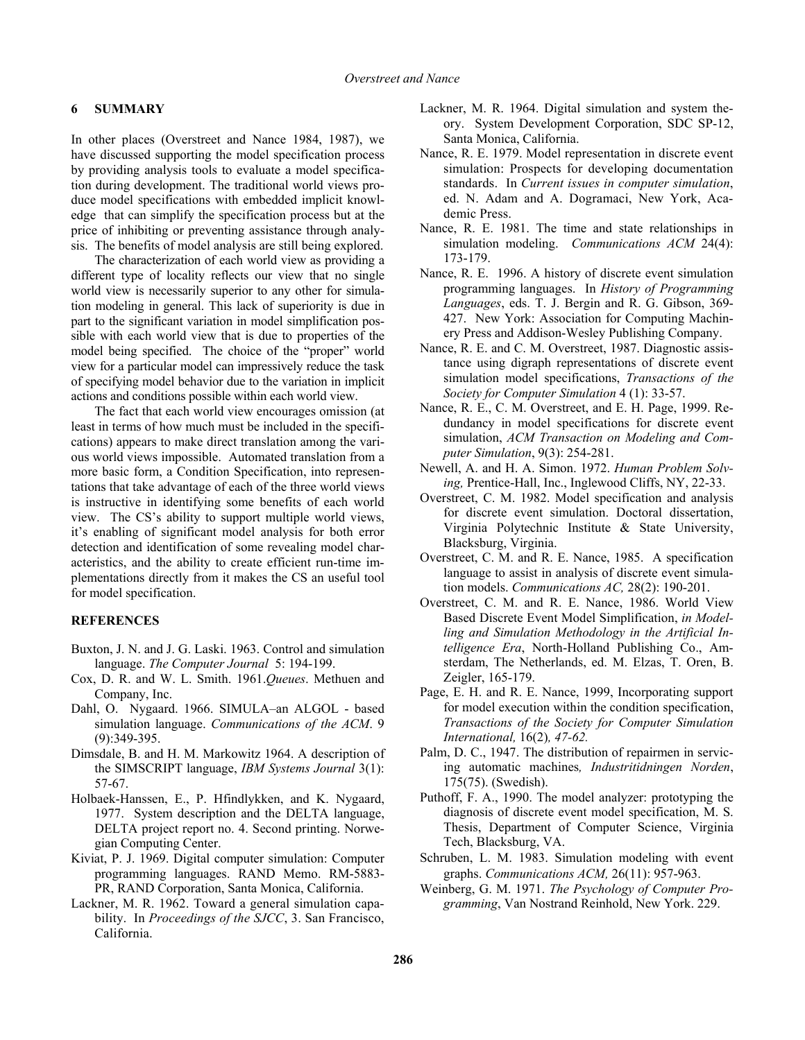## 6 SUMMARY

In other places (Overstreet and Nance 1984, 1987), we have discussed supporting the model specification process by providing analysis tools to evaluate a model specification during development. The traditional world views produce model specifications with embedded implicit knowledge that can simplify the specification process but at the price of inhibiting or preventing assistance through analysis. The benefits of model analysis are still being explored.

The characterization of each world view as providing a different type of locality reflects our view that no single world view is necessarily superior to any other for simulation modeling in general. This lack of superiority is due in part to the significant variation in model simplification possible with each world view that is due to properties of the model being specified. The choice of the "proper" world view for a particular model can impressively reduce the task of specifying model behavior due to the variation in implicit actions and conditions possible within each world view.

The fact that each world view encourages omission (at least in terms of how much must be included in the specifications) appears to make direct translation among the various world views impossible. Automated translation from a more basic form, a Condition Specification, into representations that take advantage of each of the three world views is instructive in identifying some benefits of each world view. The CS's ability to support multiple world views, it's enabling of significant model analysis for both error detection and identification of some revealing model characteristics, and the ability to create efficient run-time implementations directly from it makes the CS an useful tool for model specification.

## REFERENCES

Buxton, J. N. and J. G. Laski. 1963. Control and simulation language. *The Computer Journal* 5: 194-199.

Cox, D. R. and W. L. Smith. 1961.*Queues*. Methuen and Company, Inc.

Dahl, O. Nygaard. 1966. SIMULA–an ALGOL - based simulation language. *Communications of the ACM*. 9 (9):349-395.

Dimsdale, B. and H. M. Markowitz 1964. A description of the SIMSCRIPT language, *IBM Systems Journal* 3(1): 57-67.

Holbaek-Hanssen, E., P. Hfindlykken, and K. Nygaard, 1977. System description and the DELTA language, DELTA project report no. 4. Second printing. Norwegian Computing Center.

Kiviat, P. J. 1969. Digital computer simulation: Computer programming languages. RAND Memo. RM-5883-PR, RAND Corporation, Santa Monica, California.

Lackner, M. R. 1962. Toward a general simulation capability. In *Proceedings of the SJCC*, 3. San Francisco, California.

Lackner, M. R. 1964. Digital simulation and system theory. System Development Corporation, SDC SP-12, Santa Monica, California.

Nance, R. E. 1979. Model representation in discrete event simulation: Prospects for developing documentation standards. In *Current issues in computer simulation*, ed. N. Adam and A. Dogramaci, New York, Academic Press.

Nance, R. E. 1981. The time and state relationships in simulation modeling. *Communications ACM* 24(4): 173-179.

Nance, R. E. 1996. A history of discrete event simulation programming languages. In *History of Programming Languages*, eds. T. J. Bergin and R. G. Gibson, 369-427. New York: Association for Computing Machinery Press and Addison-Wesley Publishing Company.

Nance, R. E. and C. M. Overstreet, 1987. Diagnostic assistance using digraph representations of discrete event simulation model specifications, *Transactions of the Society for Computer Simulation* 4 (1): 33-57.

Nance, R. E., C. M. Overstreet, and E. H. Page, 1999. Redundancy in model specifications for discrete event simulation, *ACM Transaction on Modeling and Computer Simulation*, 9(3): 254-281.

Newell, A. and H. A. Simon. 1972. *Human Problem Solving,* Prentice-Hall, Inc., Inglewood Cliffs, NY, 22-33.

Overstreet, C. M. 1982. Model specification and analysis for discrete event simulation. Doctoral dissertation, Virginia Polytechnic Institute & State University, Blacksburg, Virginia.

Overstreet, C. M. and R. E. Nance, 1985. A specification language to assist in analysis of discrete event simulation models. *Communications AC,* 28(2): 190-201.

Overstreet, C. M. and R. E. Nance, 1986. World View Based Discrete Event Model Simplification, *in Modelling and Simulation Methodology in the Artificial Intelligence Era*, North-Holland Publishing Co., Amsterdam, The Netherlands, ed. M. Elzas, T. Oren, B. Zeigler, 165-179.

Page, E. H. and R. E. Nance, 1999, Incorporating support for model execution within the condition specification, *Transactions of the Society for Computer Simulation International,* 16(2)*, 47-62.*

Palm, D. C., 1947. The distribution of repairmen in servicing automatic machines*, Industritidningen Norden*, 175(75). (Swedish).

Puthoff, F. A., 1990. The model analyzer: prototyping the diagnosis of discrete event model specification, M. S. Thesis, Department of Computer Science, Virginia Tech, Blacksburg, VA.

Schruben, L. M. 1983. Simulation modeling with event graphs. *Communications ACM,* 26(11): 957-963.

Weinberg, G. M. 1971. *The Psychology of Computer Programming*, Van Nostrand Reinhold, New York. 229.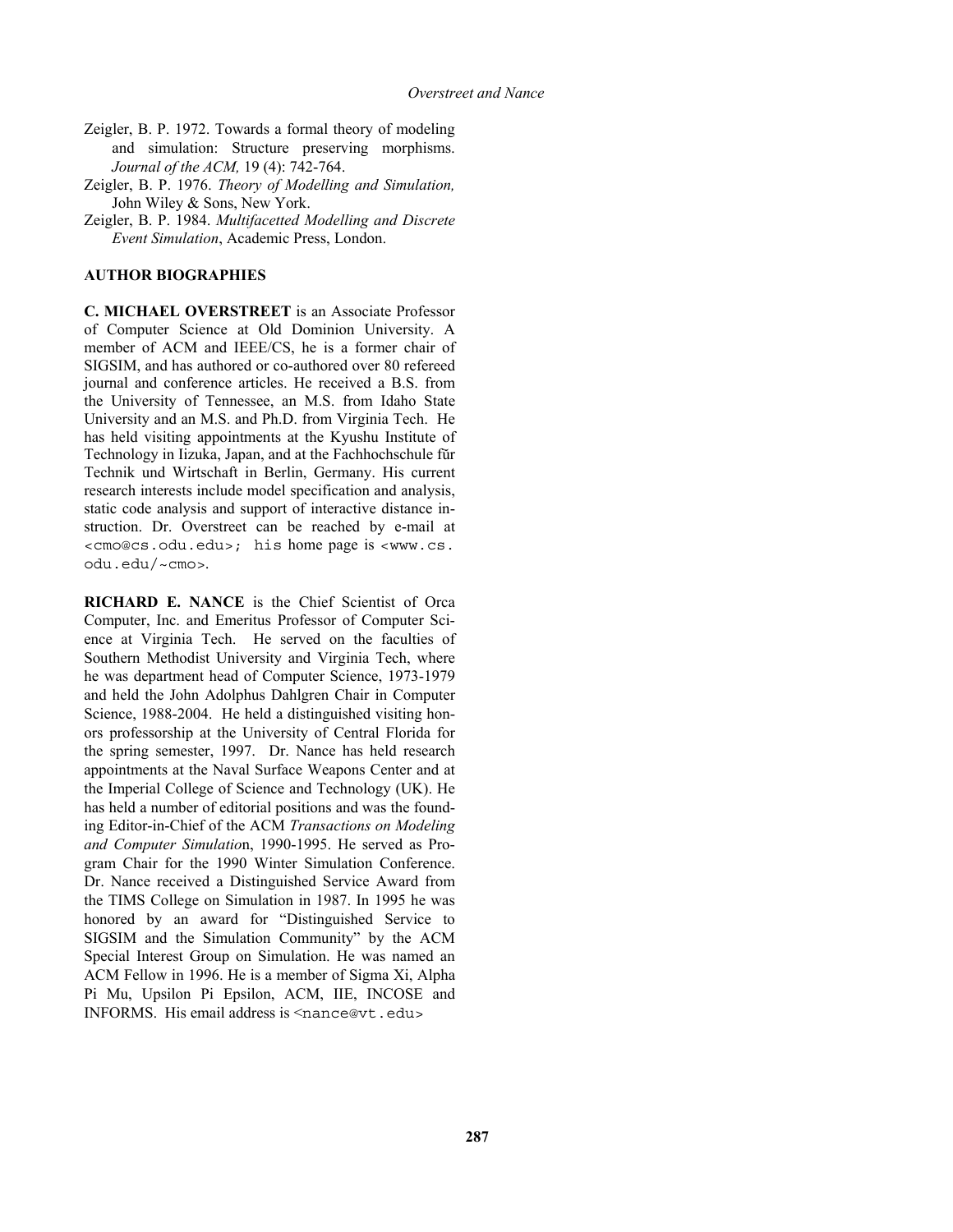Zeigler, B. P. 1972. Towards a formal theory of modeling and simulation: Structure preserving morphisms. *Journal of the ACM,* 19 (4): 742-764.

Zeigler, B. P. 1976. *Theory of Modelling and Simulation,* John Wiley & Sons, New York.

Zeigler, B. P. 1984. *Multifacetted Modelling and Discrete Event Simulation*, Academic Press, London.

## AUTHOR BIOGRAPHIES

**C. MICHAEL OVERSTREET** is an Associate Professor of Computer Science at Old Dominion University. A member of ACM and IEEE/CS, he is a former chair of SIGSIM, and has authored or co-authored over 80 refereed journal and conference articles. He received a B.S. from the University of Tennessee, an M.S. from Idaho State University and an M.S. and Ph.D. from Virginia Tech. He has held visiting appointments at the Kyushu Institute of Technology in Iizuka, Japan, and at the Fachhochschule für Technik und Wirtschaft in Berlin, Germany. His current research interests include model specification and analysis, static code analysis and support of interactive distance instruction. Dr. Overstreet can be reached by e-mail at <cmo@cs.odu.edu>; his home page is <www.cs.odu.edu/~cmo>.

**RICHARD E. NANCE** is the Chief Scientist of Orca Computer, Inc. and Emeritus Professor of Computer Science at Virginia Tech. He served on the faculties of Southern Methodist University and Virginia Tech, where he was department head of Computer Science, 1973-1979 and held the John Adolphus Dahlgren Chair in Computer Science, 1988-2004. He held a distinguished visiting honors professorship at the University of Central Florida for the spring semester, 1997. Dr. Nance has held research appointments at the Naval Surface Weapons Center and at the Imperial College of Science and Technology (UK). He has held a number of editorial positions and was the founding Editor-in-Chief of the ACM *Transactions on Modeling and Computer Simulation*, 1990-1995. He served as Program Chair for the 1990 Winter Simulation Conference. Dr. Nance received a Distinguished Service Award from the TIMS College on Simulation in 1987. In 1995 he was honored by an award for "Distinguished Service to SIGSIM and the Simulation Community" by the ACM Special Interest Group on Simulation. He was named an ACM Fellow in 1996. He is a member of Sigma Xi, Alpha Pi Mu, Upsilon Pi Epsilon, ACM, IIE, INCOSE and INFORMS. His email address is <nance@vt.edu>